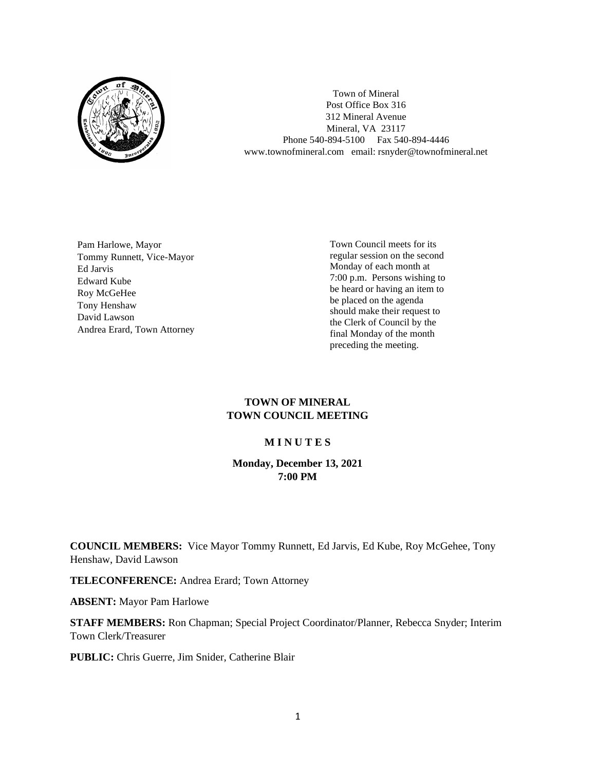Town of Mineral
Post Office Box 316
312 Mineral Avenue
Mineral, VA 23117
Phone 540-894-5100 Fax 540-894-4446
www.townofmineral.com email: rsnyder@townofmineral.net

Pam Harlowe, Mayor
Tommy Runnett, Vice-Mayor
Ed Jarvis
Edward Kube
Roy McGeHee
Tony Henshaw
David Lawson
Andrea Erard, Town Attorney

Town Council meets for its regular session on the second Monday of each month at 7:00 p.m. Persons wishing to be heard or having an item to be placed on the agenda should make their request to the Clerk of Council by the final Monday of the month preceding the meeting.

# TOWN OF MINERAL
# TOWN COUNCIL MEETING

## M I N U T E S

**Monday, December 13, 2021**
**7:00 PM**

**COUNCIL MEMBERS:** Vice Mayor Tommy Runnett, Ed Jarvis, Ed Kube, Roy McGehee, Tony Henshaw, David Lawson

**TELECONFERENCE:** Andrea Erard; Town Attorney

**ABSENT:** Mayor Pam Harlowe

**STAFF MEMBERS:** Ron Chapman; Special Project Coordinator/Planner, Rebecca Snyder; Interim Town Clerk/Treasurer

**PUBLIC:** Chris Guerre, Jim Snider, Catherine Blair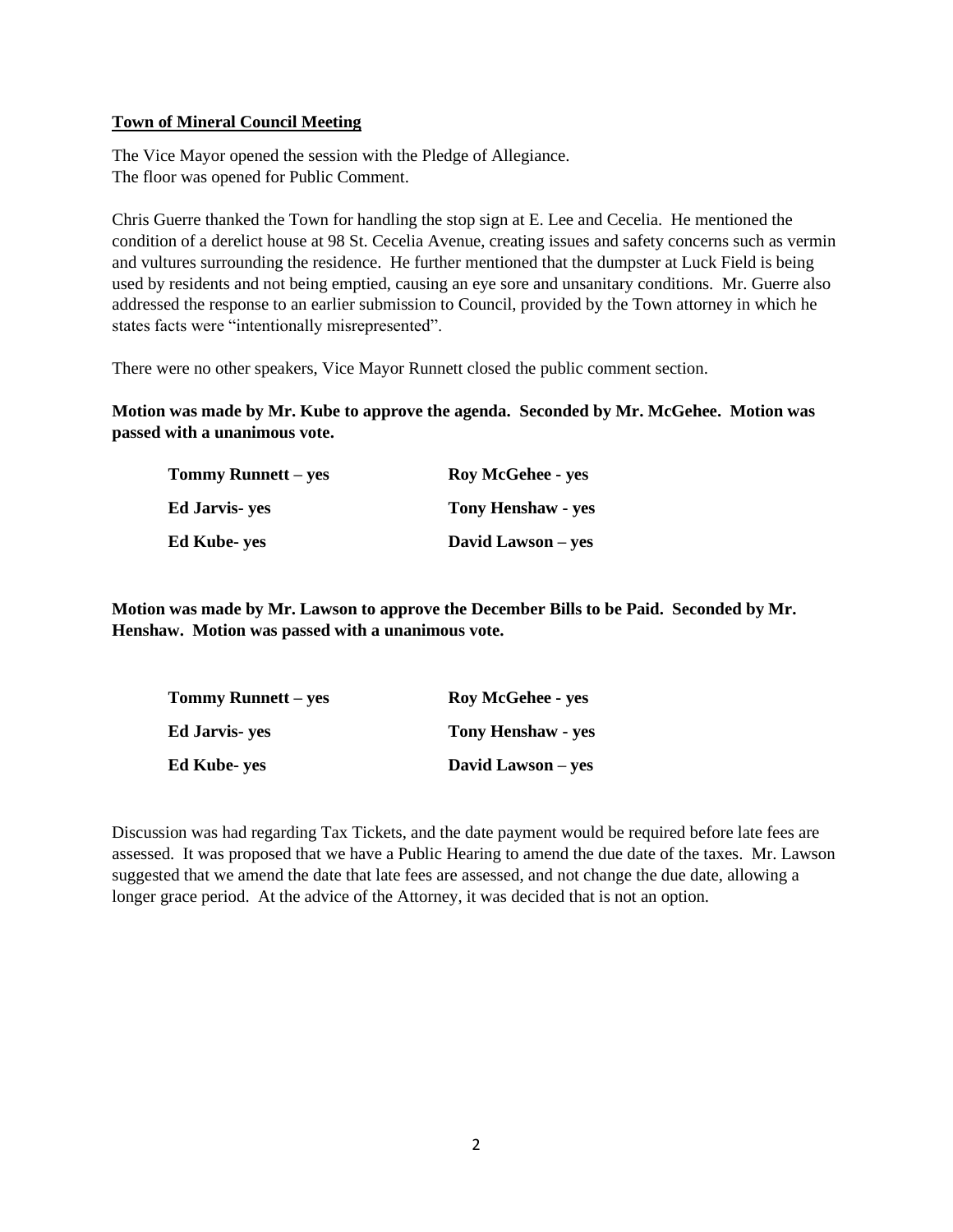**Town of Mineral Council Meeting**

The Vice Mayor opened the session with the Pledge of Allegiance.
The floor was opened for Public Comment.

Chris Guerre thanked the Town for handling the stop sign at E. Lee and Cecelia. He mentioned the condition of a derelict house at 98 St. Cecelia Avenue, creating issues and safety concerns such as vermin and vultures surrounding the residence. He further mentioned that the dumpster at Luck Field is being used by residents and not being emptied, causing an eye sore and unsanitary conditions. Mr. Guerre also addressed the response to an earlier submission to Council, provided by the Town attorney in which he states facts were "intentionally misrepresented".

There were no other speakers, Vice Mayor Runnett closed the public comment section.

**Motion was made by Mr. Kube to approve the agenda. Seconded by Mr. McGehee. Motion was passed with a unanimous vote.**

| | |
|---|---|
| **Tommy Runnett – yes** | **Roy McGehee - yes** |
| **Ed Jarvis- yes** | **Tony Henshaw - yes** |
| **Ed Kube- yes** | **David Lawson – yes** |

**Motion was made by Mr. Lawson to approve the December Bills to be Paid. Seconded by Mr. Henshaw. Motion was passed with a unanimous vote.**

| | |
|---|---|
| **Tommy Runnett – yes** | **Roy McGehee - yes** |
| **Ed Jarvis- yes** | **Tony Henshaw - yes** |
| **Ed Kube- yes** | **David Lawson – yes** |

Discussion was had regarding Tax Tickets, and the date payment would be required before late fees are assessed. It was proposed that we have a Public Hearing to amend the due date of the taxes. Mr. Lawson suggested that we amend the date that late fees are assessed, and not change the due date, allowing a longer grace period. At the advice of the Attorney, it was decided that is not an option.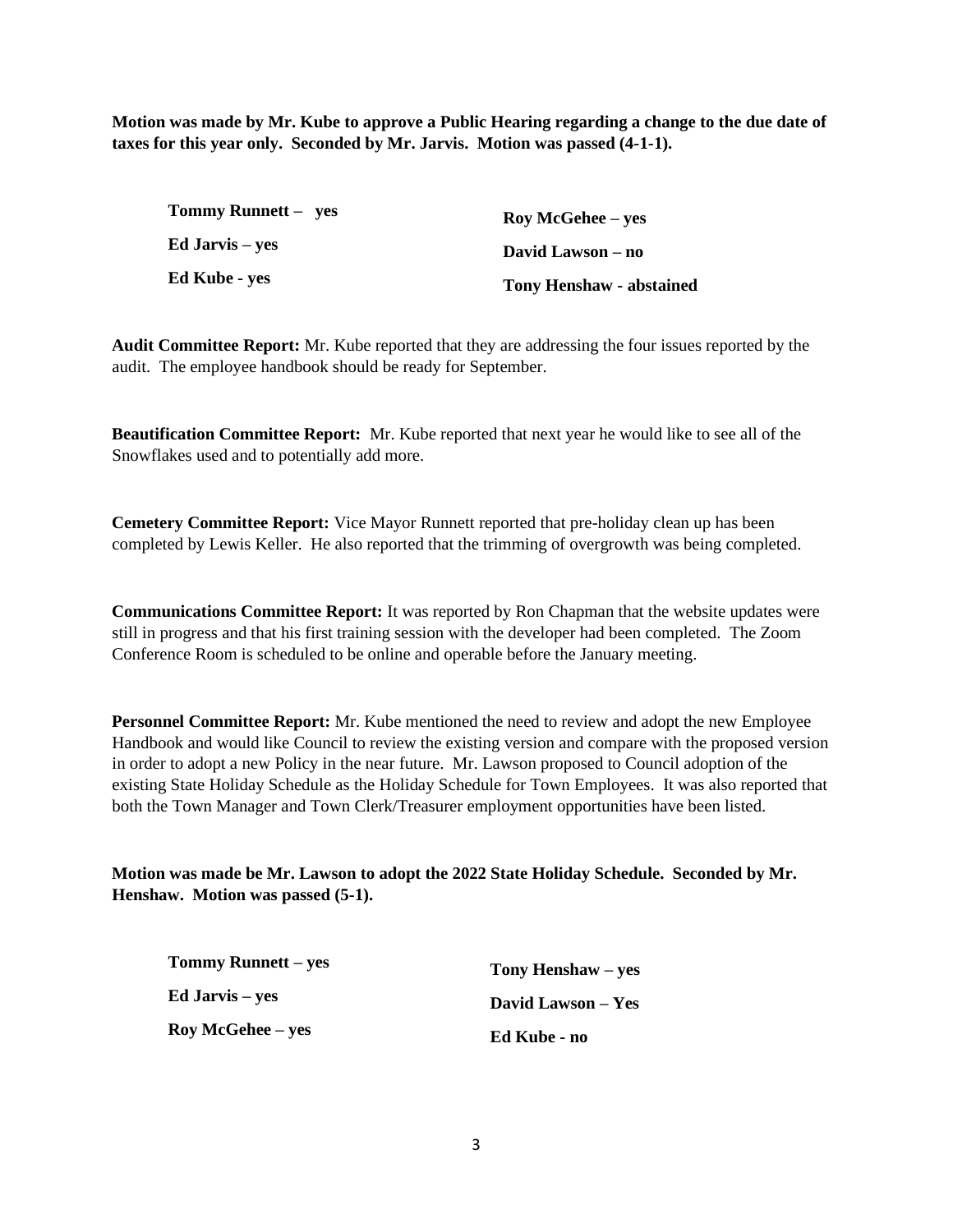**Motion was made by Mr. Kube to approve a Public Hearing regarding a change to the due date of taxes for this year only. Seconded by Mr. Jarvis. Motion was passed (4-1-1).**

| | |
|---|---|
| **Tommy Runnett – yes** | **Roy McGehee – yes** |
| **Ed Jarvis – yes** | **David Lawson – no** |
| **Ed Kube - yes** | **Tony Henshaw - abstained** |

**Audit Committee Report:** Mr. Kube reported that they are addressing the four issues reported by the audit. The employee handbook should be ready for September.

**Beautification Committee Report:** Mr. Kube reported that next year he would like to see all of the Snowflakes used and to potentially add more.

**Cemetery Committee Report:** Vice Mayor Runnett reported that pre-holiday clean up has been completed by Lewis Keller. He also reported that the trimming of overgrowth was being completed.

**Communications Committee Report:** It was reported by Ron Chapman that the website updates were still in progress and that his first training session with the developer had been completed. The Zoom Conference Room is scheduled to be online and operable before the January meeting.

**Personnel Committee Report:** Mr. Kube mentioned the need to review and adopt the new Employee Handbook and would like Council to review the existing version and compare with the proposed version in order to adopt a new Policy in the near future. Mr. Lawson proposed to Council adoption of the existing State Holiday Schedule as the Holiday Schedule for Town Employees. It was also reported that both the Town Manager and Town Clerk/Treasurer employment opportunities have been listed.

**Motion was made be Mr. Lawson to adopt the 2022 State Holiday Schedule. Seconded by Mr. Henshaw. Motion was passed (5-1).**

| | |
|---|---|
| **Tommy Runnett – yes** | **Tony Henshaw – yes** |
| **Ed Jarvis – yes** | **David Lawson – Yes** |
| **Roy McGehee – yes** | **Ed Kube - no** |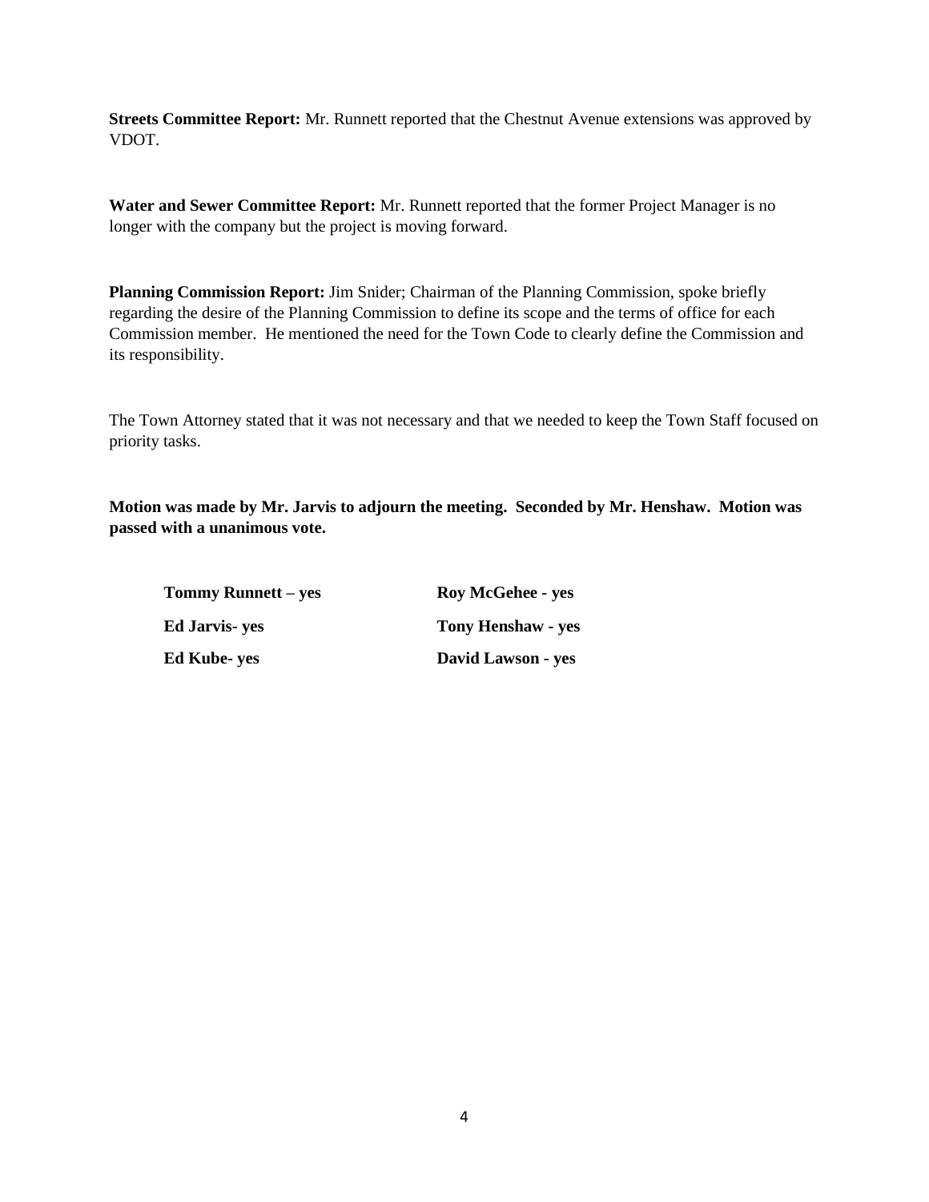**Streets Committee Report:** Mr. Runnett reported that the Chestnut Avenue extensions was approved by VDOT.

**Water and Sewer Committee Report:** Mr. Runnett reported that the former Project Manager is no longer with the company but the project is moving forward.

**Planning Commission Report:** Jim Snider; Chairman of the Planning Commission, spoke briefly regarding the desire of the Planning Commission to define its scope and the terms of office for each Commission member. He mentioned the need for the Town Code to clearly define the Commission and its responsibility.

The Town Attorney stated that it was not necessary and that we needed to keep the Town Staff focused on priority tasks.

**Motion was made by Mr. Jarvis to adjourn the meeting. Seconded by Mr. Henshaw. Motion was passed with a unanimous vote.**

| | |
|---|---|
| **Tommy Runnett – yes** | **Roy McGehee - yes** |
| **Ed Jarvis- yes** | **Tony Henshaw - yes** |
| **Ed Kube- yes** | **David Lawson - yes** |